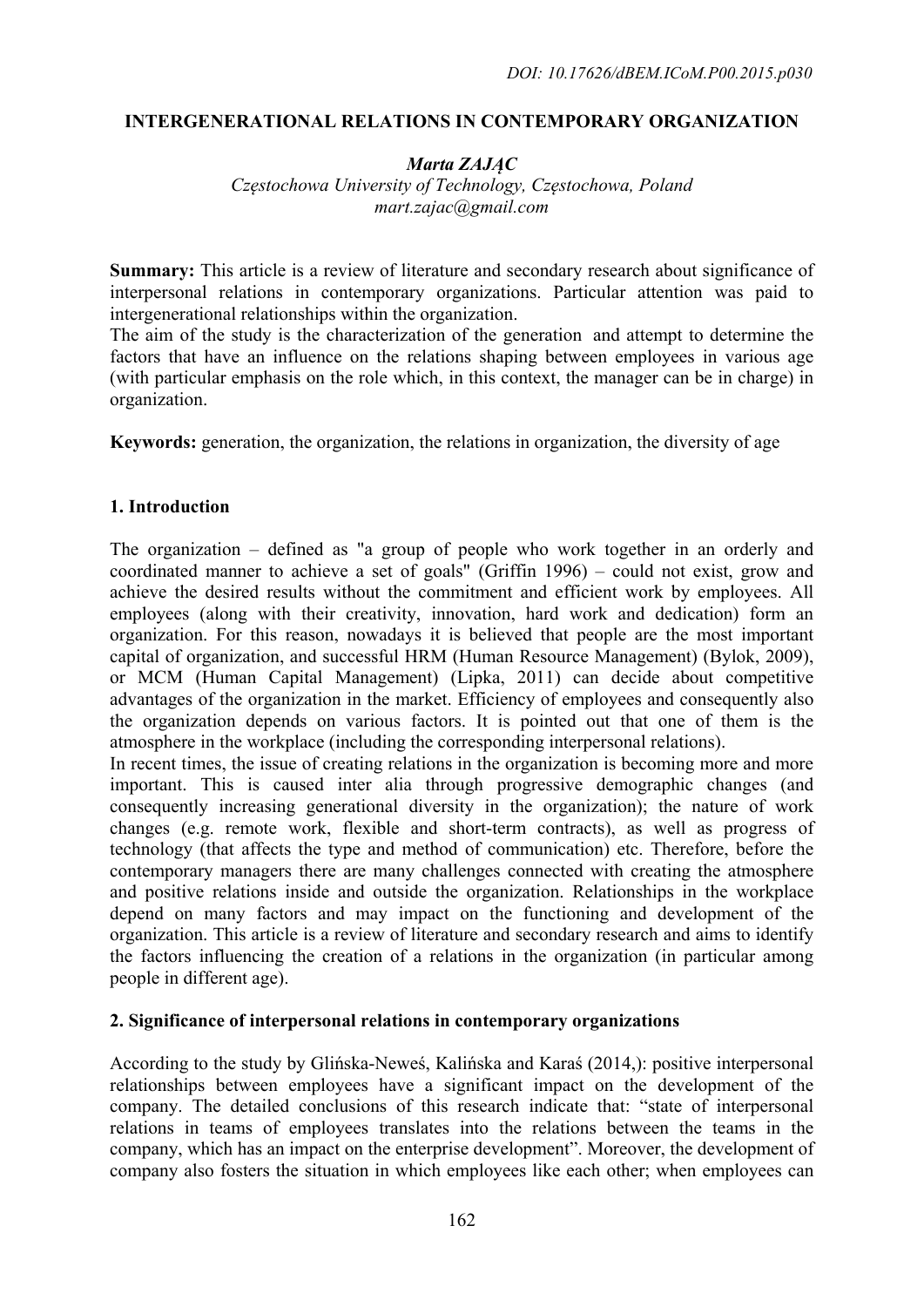DOI: 10.17626/dBEM.ICoM.P00.2015.p030

# INTERGENERATIONAL RELATIONS IN CONTEMPORARY ORGANIZATION

***Marta ZAJĄC***
*Częstochowa University of Technology, Częstochowa, Poland*
*mart.zajac@gmail.com*

**Summary:** This article is a review of literature and secondary research about significance of interpersonal relations in contemporary organizations. Particular attention was paid to intergenerational relationships within the organization.
The aim of the study is the characterization of the generation and attempt to determine the factors that have an influence on the relations shaping between employees in various age (with particular emphasis on the role which, in this context, the manager can be in charge) in organization.

**Keywords:** generation, the organization, the relations in organization, the diversity of age

## 1. Introduction

The organization – defined as "a group of people who work together in an orderly and coordinated manner to achieve a set of goals" (Griffin 1996) – could not exist, grow and achieve the desired results without the commitment and efficient work by employees. All employees (along with their creativity, innovation, hard work and dedication) form an organization. For this reason, nowadays it is believed that people are the most important capital of organization, and successful HRM (Human Resource Management) (Bylok, 2009), or MCM (Human Capital Management) (Lipka, 2011) can decide about competitive advantages of the organization in the market. Efficiency of employees and consequently also the organization depends on various factors. It is pointed out that one of them is the atmosphere in the workplace (including the corresponding interpersonal relations).
In recent times, the issue of creating relations in the organization is becoming more and more important. This is caused inter alia through progressive demographic changes (and consequently increasing generational diversity in the organization); the nature of work changes (e.g. remote work, flexible and short-term contracts), as well as progress of technology (that affects the type and method of communication) etc. Therefore, before the contemporary managers there are many challenges connected with creating the atmosphere and positive relations inside and outside the organization. Relationships in the workplace depend on many factors and may impact on the functioning and development of the organization. This article is a review of literature and secondary research and aims to identify the factors influencing the creation of a relations in the organization (in particular among people in different age).

## 2. Significance of interpersonal relations in contemporary organizations

According to the study by Glińska-Neweś, Kalińska and Karaś (2014,): positive interpersonal relationships between employees have a significant impact on the development of the company. The detailed conclusions of this research indicate that: "state of interpersonal relations in teams of employees translates into the relations between the teams in the company, which has an impact on the enterprise development". Moreover, the development of company also fosters the situation in which employees like each other; when employees can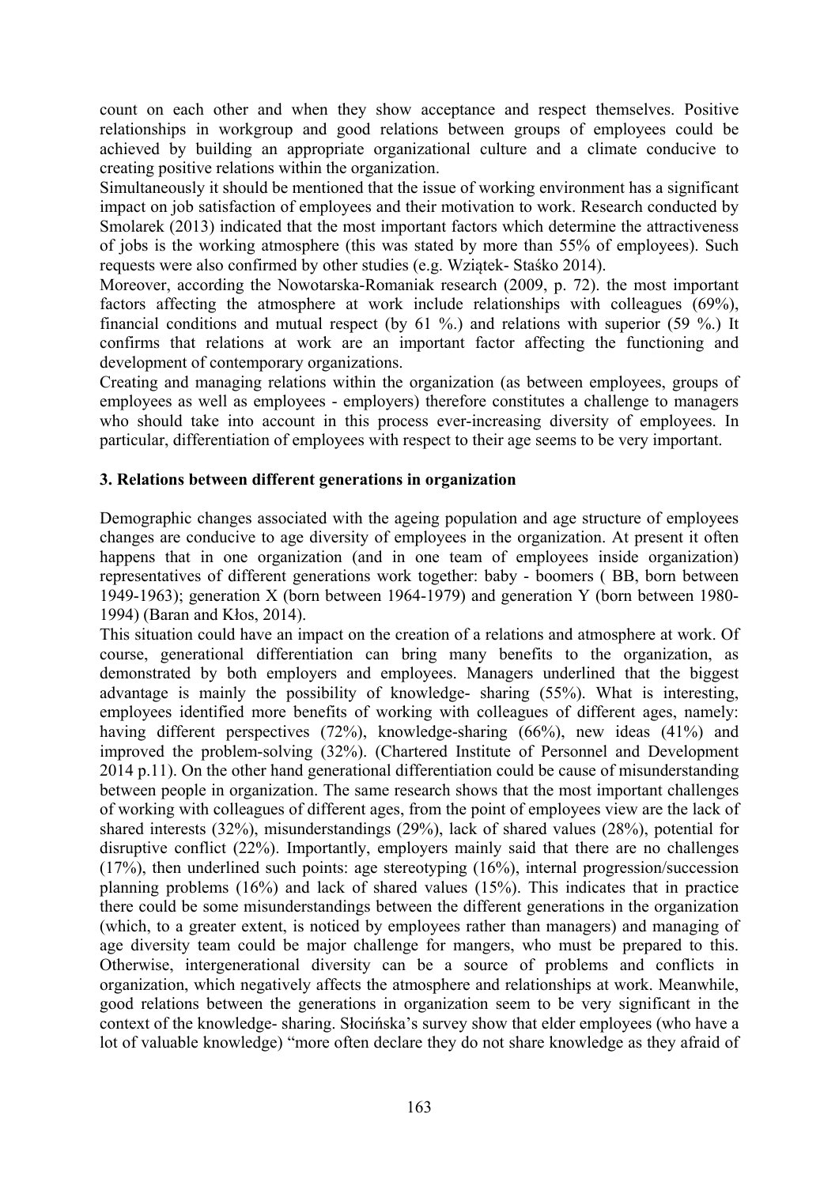count on each other and when they show acceptance and respect themselves. Positive relationships in workgroup and good relations between groups of employees could be achieved by building an appropriate organizational culture and a climate conducive to creating positive relations within the organization.

Simultaneously it should be mentioned that the issue of working environment has a significant impact on job satisfaction of employees and their motivation to work. Research conducted by Smolarek (2013) indicated that the most important factors which determine the attractiveness of jobs is the working atmosphere (this was stated by more than 55% of employees). Such requests were also confirmed by other studies (e.g. Wziątek- Staśko 2014).

Moreover, according the Nowotarska-Romaniak research (2009, p. 72). the most important factors affecting the atmosphere at work include relationships with colleagues (69%), financial conditions and mutual respect (by 61 %.) and relations with superior (59 %.) It confirms that relations at work are an important factor affecting the functioning and development of contemporary organizations.

Creating and managing relations within the organization (as between employees, groups of employees as well as employees - employers) therefore constitutes a challenge to managers who should take into account in this process ever-increasing diversity of employees. In particular, differentiation of employees with respect to their age seems to be very important.

## 3. Relations between different generations in organization

Demographic changes associated with the ageing population and age structure of employees changes are conducive to age diversity of employees in the organization. At present it often happens that in one organization (and in one team of employees inside organization) representatives of different generations work together: baby - boomers ( BB, born between 1949-1963); generation X (born between 1964-1979) and generation Y (born between 1980-1994) (Baran and Kłos, 2014).

This situation could have an impact on the creation of a relations and atmosphere at work. Of course, generational differentiation can bring many benefits to the organization, as demonstrated by both employers and employees. Managers underlined that the biggest advantage is mainly the possibility of knowledge- sharing (55%). What is interesting, employees identified more benefits of working with colleagues of different ages, namely: having different perspectives (72%), knowledge-sharing (66%), new ideas (41%) and improved the problem-solving (32%). (Chartered Institute of Personnel and Development 2014 p.11). On the other hand generational differentiation could be cause of misunderstanding between people in organization. The same research shows that the most important challenges of working with colleagues of different ages, from the point of employees view are the lack of shared interests (32%), misunderstandings (29%), lack of shared values (28%), potential for disruptive conflict (22%). Importantly, employers mainly said that there are no challenges (17%), then underlined such points: age stereotyping (16%), internal progression/succession planning problems (16%) and lack of shared values (15%). This indicates that in practice there could be some misunderstandings between the different generations in the organization (which, to a greater extent, is noticed by employees rather than managers) and managing of age diversity team could be major challenge for mangers, who must be prepared to this. Otherwise, intergenerational diversity can be a source of problems and conflicts in organization, which negatively affects the atmosphere and relationships at work. Meanwhile, good relations between the generations in organization seem to be very significant in the context of the knowledge- sharing. Słocińska's survey show that elder employees (who have a lot of valuable knowledge) "more often declare they do not share knowledge as they afraid of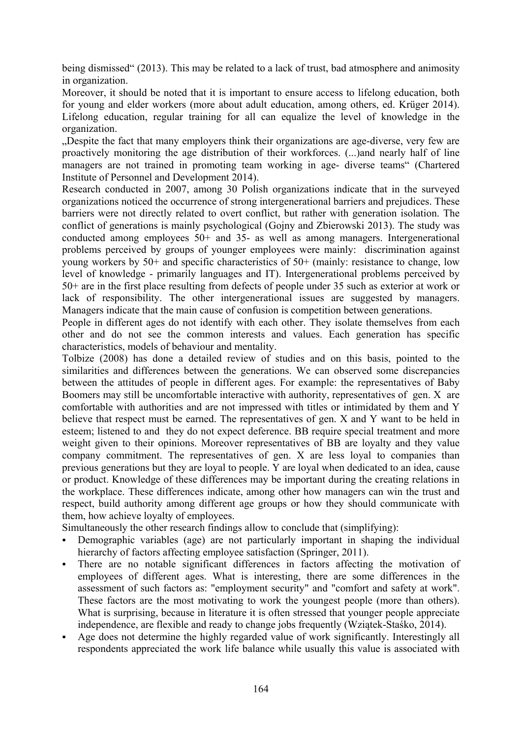being dismissed" (2013). This may be related to a lack of trust, bad atmosphere and animosity in organization.

Moreover, it should be noted that it is important to ensure access to lifelong education, both for young and elder workers (more about adult education, among others, ed. Krüger 2014). Lifelong education, regular training for all can equalize the level of knowledge in the organization.

„Despite the fact that many employers think their organizations are age-diverse, very few are proactively monitoring the age distribution of their workforces. (...)and nearly half of line managers are not trained in promoting team working in age- diverse teams" (Chartered Institute of Personnel and Development 2014).

Research conducted in 2007, among 30 Polish organizations indicate that in the surveyed organizations noticed the occurrence of strong intergenerational barriers and prejudices. These barriers were not directly related to overt conflict, but rather with generation isolation. The conflict of generations is mainly psychological (Gojny and Zbierowski 2013). The study was conducted among employees 50+ and 35- as well as among managers. Intergenerational problems perceived by groups of younger employees were mainly: discrimination against young workers by 50+ and specific characteristics of 50+ (mainly: resistance to change, low level of knowledge - primarily languages and IT). Intergenerational problems perceived by 50+ are in the first place resulting from defects of people under 35 such as exterior at work or lack of responsibility. The other intergenerational issues are suggested by managers. Managers indicate that the main cause of confusion is competition between generations.

People in different ages do not identify with each other. They isolate themselves from each other and do not see the common interests and values. Each generation has specific characteristics, models of behaviour and mentality.

Tolbize (2008) has done a detailed review of studies and on this basis, pointed to the similarities and differences between the generations. We can observed some discrepancies between the attitudes of people in different ages. For example: the representatives of Baby Boomers may still be uncomfortable interactive with authority, representatives of gen. X are comfortable with authorities and are not impressed with titles or intimidated by them and Y believe that respect must be earned. The representatives of gen. X and Y want to be held in esteem; listened to and they do not expect deference. BB require special treatment and more weight given to their opinions. Moreover representatives of BB are loyalty and they value company commitment. The representatives of gen. X are less loyal to companies than previous generations but they are loyal to people. Y are loyal when dedicated to an idea, cause or product. Knowledge of these differences may be important during the creating relations in the workplace. These differences indicate, among other how managers can win the trust and respect, build authority among different age groups or how they should communicate with them, how achieve loyalty of employees.

Simultaneously the other research findings allow to conclude that (simplifying):

- Demographic variables (age) are not particularly important in shaping the individual hierarchy of factors affecting employee satisfaction (Springer, 2011).
- There are no notable significant differences in factors affecting the motivation of employees of different ages. What is interesting, there are some differences in the assessment of such factors as: "employment security" and "comfort and safety at work". These factors are the most motivating to work the youngest people (more than others). What is surprising, because in literature it is often stressed that younger people appreciate independence, are flexible and ready to change jobs frequently (Wziątek-Staśko, 2014).
- Age does not determine the highly regarded value of work significantly. Interestingly all respondents appreciated the work life balance while usually this value is associated with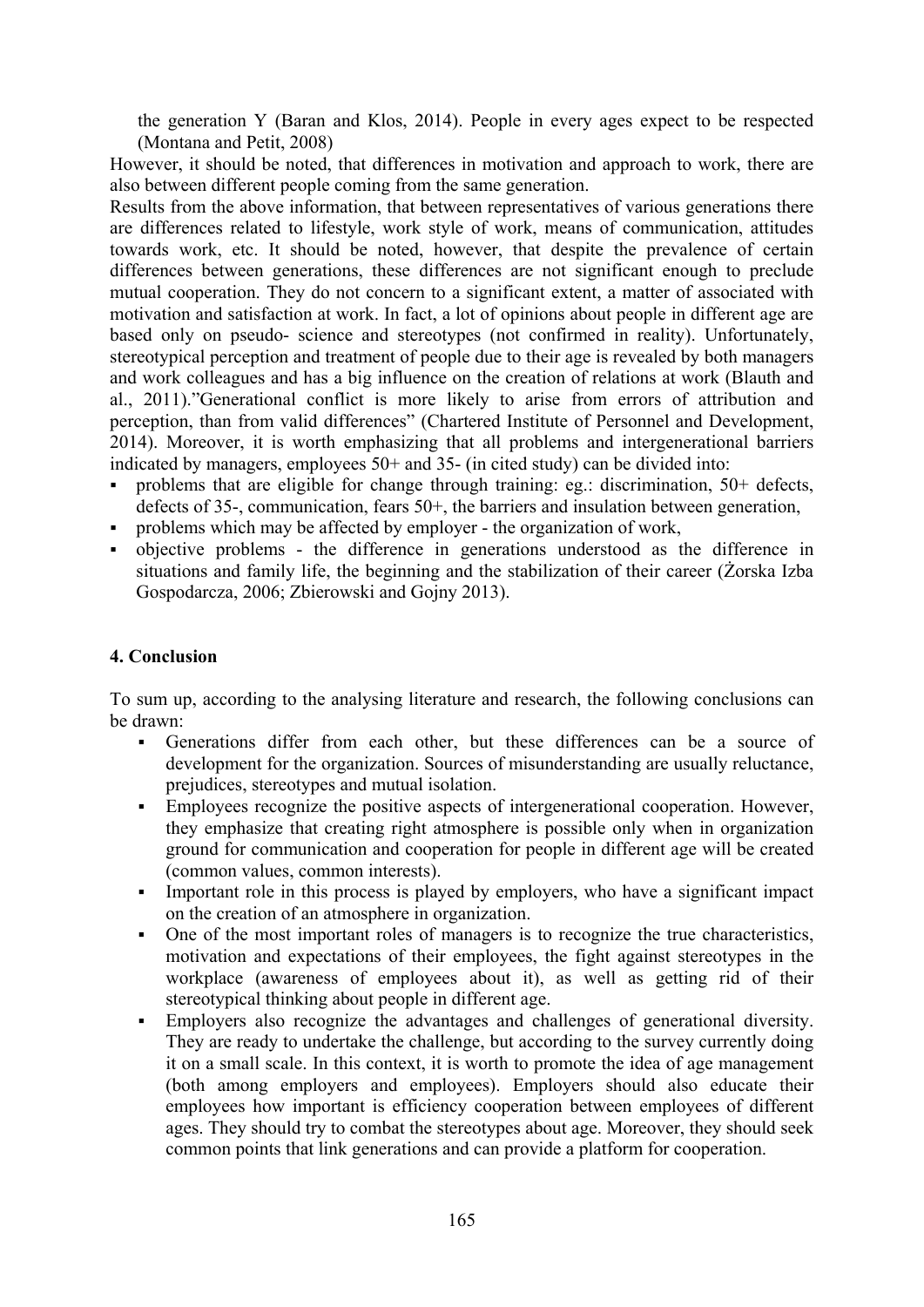the generation Y (Baran and Klos, 2014). People in every ages expect to be respected (Montana and Petit, 2008)

However, it should be noted, that differences in motivation and approach to work, there are also between different people coming from the same generation.

Results from the above information, that between representatives of various generations there are differences related to lifestyle, work style of work, means of communication, attitudes towards work, etc. It should be noted, however, that despite the prevalence of certain differences between generations, these differences are not significant enough to preclude mutual cooperation. They do not concern to a significant extent, a matter of associated with motivation and satisfaction at work. In fact, a lot of opinions about people in different age are based only on pseudo- science and stereotypes (not confirmed in reality). Unfortunately, stereotypical perception and treatment of people due to their age is revealed by both managers and work colleagues and has a big influence on the creation of relations at work (Blauth and al., 2011)."Generational conflict is more likely to arise from errors of attribution and perception, than from valid differences" (Chartered Institute of Personnel and Development, 2014). Moreover, it is worth emphasizing that all problems and intergenerational barriers indicated by managers, employees 50+ and 35- (in cited study) can be divided into:

- problems that are eligible for change through training: eg.: discrimination, 50+ defects, defects of 35-, communication, fears 50+, the barriers and insulation between generation,
- problems which may be affected by employer - the organization of work,
- objective problems - the difference in generations understood as the difference in situations and family life, the beginning and the stabilization of their career (Żorska Izba Gospodarcza, 2006; Zbierowski and Gojny 2013).

## 4. Conclusion

To sum up, according to the analysing literature and research, the following conclusions can be drawn:

- Generations differ from each other, but these differences can be a source of development for the organization. Sources of misunderstanding are usually reluctance, prejudices, stereotypes and mutual isolation.
- Employees recognize the positive aspects of intergenerational cooperation. However, they emphasize that creating right atmosphere is possible only when in organization ground for communication and cooperation for people in different age will be created (common values, common interests).
- Important role in this process is played by employers, who have a significant impact on the creation of an atmosphere in organization.
- One of the most important roles of managers is to recognize the true characteristics, motivation and expectations of their employees, the fight against stereotypes in the workplace (awareness of employees about it), as well as getting rid of their stereotypical thinking about people in different age.
- Employers also recognize the advantages and challenges of generational diversity. They are ready to undertake the challenge, but according to the survey currently doing it on a small scale. In this context, it is worth to promote the idea of age management (both among employers and employees). Employers should also educate their employees how important is efficiency cooperation between employees of different ages. They should try to combat the stereotypes about age. Moreover, they should seek common points that link generations and can provide a platform for cooperation.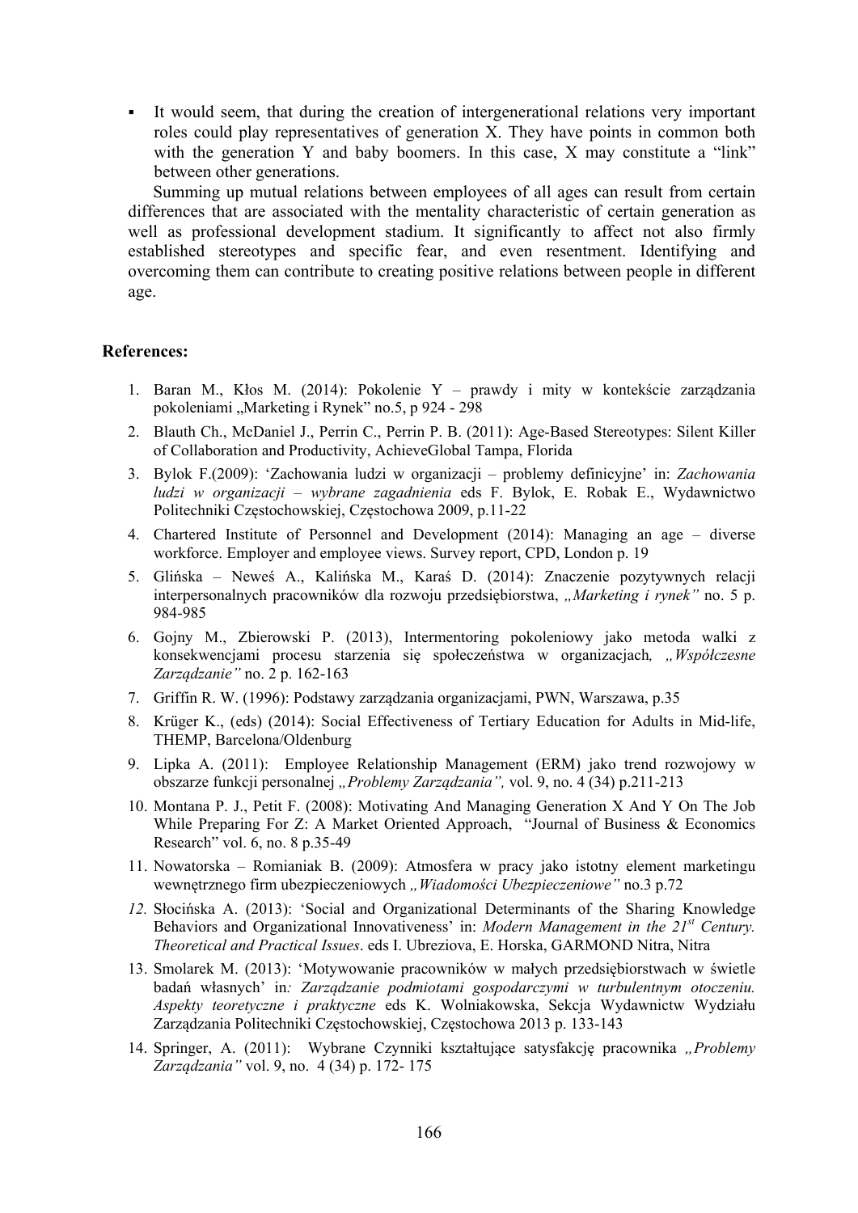- It would seem, that during the creation of intergenerational relations very important roles could play representatives of generation X. They have points in common both with the generation Y and baby boomers. In this case, X may constitute a "link" between other generations.

Summing up mutual relations between employees of all ages can result from certain differences that are associated with the mentality characteristic of certain generation as well as professional development stadium. It significantly to affect not also firmly established stereotypes and specific fear, and even resentment. Identifying and overcoming them can contribute to creating positive relations between people in different age.

**References:**

1. Baran M., Kłos M. (2014): Pokolenie Y – prawdy i mity w kontekście zarządzania pokoleniami „Marketing i Rynek" no.5, p 924 - 298
2. Blauth Ch., McDaniel J., Perrin C., Perrin P. B. (2011): Age-Based Stereotypes: Silent Killer of Collaboration and Productivity, AchieveGlobal Tampa, Florida
3. Bylok F.(2009): 'Zachowania ludzi w organizacji – problemy definicyjne' in: *Zachowania ludzi w organizacji – wybrane zagadnienia* eds F. Bylok, E. Robak E., Wydawnictwo Politechniki Częstochowskiej, Częstochowa 2009, p.11-22
4. Chartered Institute of Personnel and Development (2014): Managing an age – diverse workforce. Employer and employee views. Survey report, CPD, London p. 19
5. Glińska – Neweś A., Kalińska M., Karaś D. (2014): Znaczenie pozytywnych relacji interpersonalnych pracowników dla rozwoju przedsiębiorstwa, *„Marketing i rynek"* no. 5 p. 984-985
6. Gojny M., Zbierowski P. (2013), Intermentoring pokoleniowy jako metoda walki z konsekwencjami procesu starzenia się społeczeństwa w organizacjach*, „Współczesne Zarządzanie"* no. 2 p. 162-163
7. Griffin R. W. (1996): Podstawy zarządzania organizacjami, PWN, Warszawa, p.35
8. Krüger K., (eds) (2014): Social Effectiveness of Tertiary Education for Adults in Mid-life, THEMP, Barcelona/Oldenburg
9. Lipka A. (2011): Employee Relationship Management (ERM) jako trend rozwojowy w obszarze funkcji personalnej *„Problemy Zarządzania",* vol. 9, no. 4 (34) p.211-213
10. Montana P. J., Petit F. (2008): Motivating And Managing Generation X And Y On The Job While Preparing For Z: A Market Oriented Approach, "Journal of Business & Economics Research" vol. 6, no. 8 p.35-49
11. Nowatorska – Romianiak B. (2009): Atmosfera w pracy jako istotny element marketingu wewnętrznego firm ubezpieczeniowych *„Wiadomości Ubezpieczeniowe"* no.3 p.72
12. Słocińska A. (2013): 'Social and Organizational Determinants of the Sharing Knowledge Behaviors and Organizational Innovativeness' in: *Modern Management in the 21st Century. Theoretical and Practical Issues*. eds I. Ubreziova, E. Horska, GARMOND Nitra, Nitra
13. Smolarek M. (2013): 'Motywowanie pracowników w małych przedsiębiorstwach w świetle badań własnych' in*: Zarządzanie podmiotami gospodarczymi w turbulentnym otoczeniu. Aspekty teoretyczne i praktyczne* eds K. Wolniakowska, Sekcja Wydawnictw Wydziału Zarządzania Politechniki Częstochowskiej, Częstochowa 2013 p. 133-143
14. Springer, A. (2011): Wybrane Czynniki kształtujące satysfakcję pracownika *„Problemy Zarządzania"* vol. 9, no. 4 (34) p. 172- 175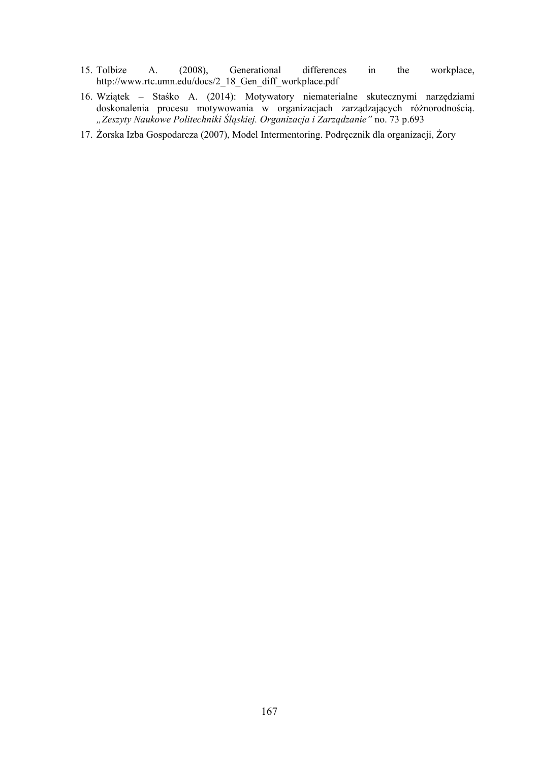15. Tolbize A. (2008), Generational differences in the workplace, http://www.rtc.umn.edu/docs/2_18_Gen_diff_workplace.pdf
16. Wziątek – Staśko A. (2014): Motywatory niematerialne skutecznymi narzędziami doskonalenia procesu motywowania w organizacjach zarządzających różnorodnością. *„Zeszyty Naukowe Politechniki Śląskiej. Organizacja i Zarządzanie”* no. 73 p.693
17. Żorska Izba Gospodarcza (2007), Model Intermentoring. Podręcznik dla organizacji, Żory